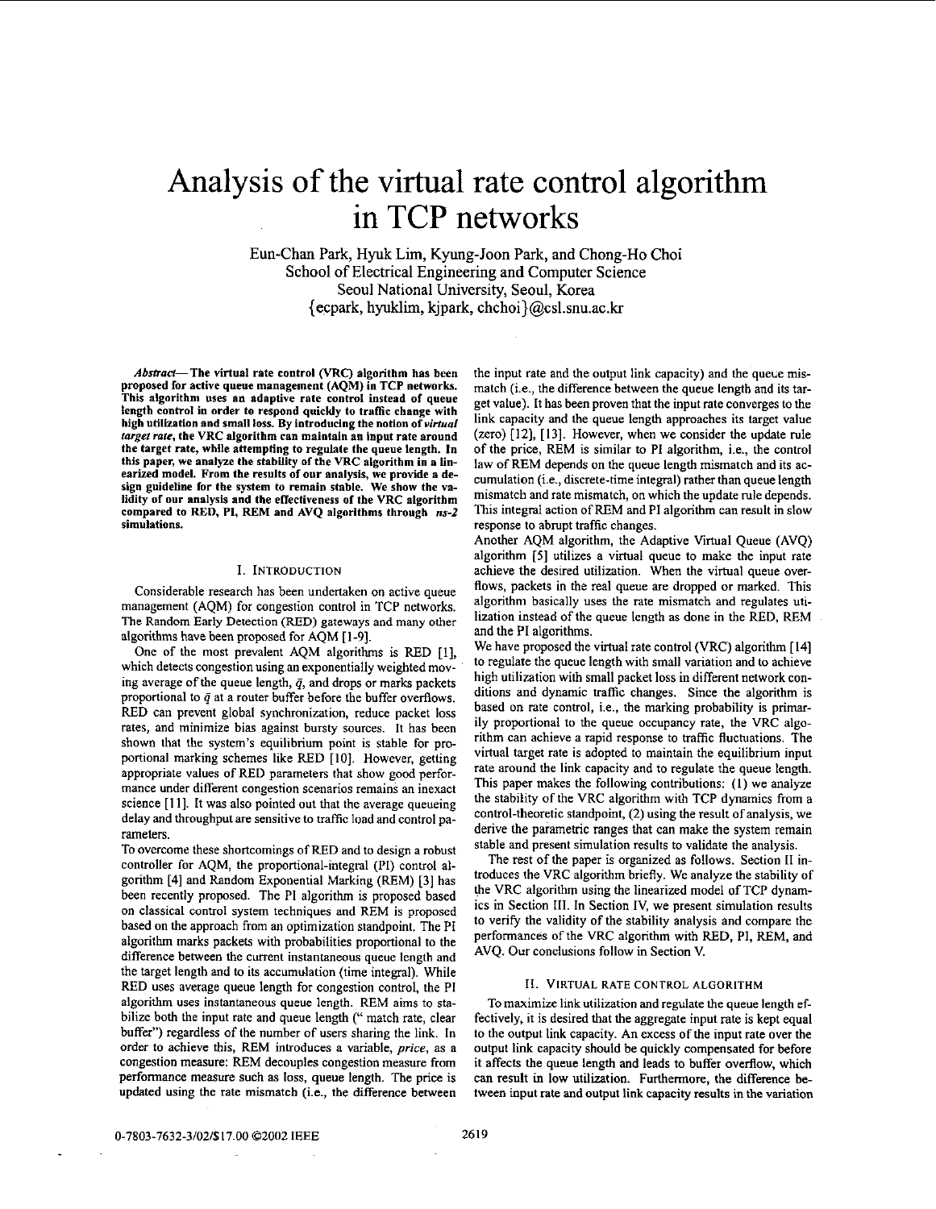# Analysis of the virtual rate control algorithm in TCP networks

Eun-Chan Park, Hyuk Lim, Kyung-Joon Park, and Chong-Ho Choi
School of Electrical Engineering and Computer Science
Seoul National University, Seoul, Korea
{ecpark, hyuklim, kjpark, chchoi}@csl.snu.ac.kr

***Abstract*— The virtual rate control (VRC) algorithm has been proposed for active queue management (AQM) in TCP networks. This algorithm uses an adaptive rate control instead of queue length control in order to respond quickly to traffic change with high utilization and small loss. By introducing the notion of *virtual target rate*, the VRC algorithm can maintain an input rate around the target rate, while attempting to regulate the queue length. In this paper, we analyze the stability of the VRC algorithm in a linearized model. From the results of our analysis, we provide a design guideline for the system to remain stable. We show the validity of our analysis and the effectiveness of the VRC algorithm compared to RED, PI, REM and AVQ algorithms through *ns-2* simulations.**

## I. Introduction

Considerable research has been undertaken on active queue management (AQM) for congestion control in TCP networks. The Random Early Detection (RED) gateways and many other algorithms have been proposed for AQM [1-9].

One of the most prevalent AQM algorithms is RED [1], which detects congestion using an exponentially weighted moving average of the queue length, $\bar{q}$, and drops or marks packets proportional to $\bar{q}$ at a router buffer before the buffer overflows. RED can prevent global synchronization, reduce packet loss rates, and minimize bias against bursty sources. It has been shown that the system's equilibrium point is stable for proportional marking schemes like RED [10]. However, getting appropriate values of RED parameters that show good performance under different congestion scenarios remains an inexact science [11]. It was also pointed out that the average queueing delay and throughput are sensitive to traffic load and control parameters.

To overcome these shortcomings of RED and to design a robust controller for AQM, the proportional-integral (PI) control algorithm [4] and Random Exponential Marking (REM) [3] has been recently proposed. The PI algorithm is proposed based on classical control system techniques and REM is proposed based on the approach from an optimization standpoint. The PI algorithm marks packets with probabilities proportional to the difference between the current instantaneous queue length and the target length and to its accumulation (time integral). While RED uses average queue length for congestion control, the PI algorithm uses instantaneous queue length. REM aims to stabilize both the input rate and queue length (" match rate, clear buffer") regardless of the number of users sharing the link. In order to achieve this, REM introduces a variable, *price*, as a congestion measure: REM decouples congestion measure from performance measure such as loss, queue length. The price is updated using the rate mismatch (i.e., the difference between the input rate and the output link capacity) and the queue mismatch (i.e., the difference between the queue length and its target value). It has been proven that the input rate converges to the link capacity and the queue length approaches its target value (zero) [12], [13]. However, when we consider the update rule of the price, REM is similar to PI algorithm, i.e., the control law of REM depends on the queue length mismatch and its accumulation (i.e., discrete-time integral) rather than queue length mismatch and rate mismatch, on which the update rule depends. This integral action of REM and PI algorithm can result in slow response to abrupt traffic changes.

Another AQM algorithm, the Adaptive Virtual Queue (AVQ) algorithm [5] utilizes a virtual queue to make the input rate achieve the desired utilization. When the virtual queue overflows, packets in the real queue are dropped or marked. This algorithm basically uses the rate mismatch and regulates utilization instead of the queue length as done in the RED, REM and the PI algorithms.

We have proposed the virtual rate control (VRC) algorithm [14] to regulate the queue length with small variation and to achieve high utilization with small packet loss in different network conditions and dynamic traffic changes. Since the algorithm is based on rate control, i.e., the marking probability is primarily proportional to the queue occupancy rate, the VRC algorithm can achieve a rapid response to traffic fluctuations. The virtual target rate is adopted to maintain the equilibrium input rate around the link capacity and to regulate the queue length. This paper makes the following contributions: (1) we analyze the stability of the VRC algorithm with TCP dynamics from a control-theoretic standpoint, (2) using the result of analysis, we derive the parametric ranges that can make the system remain stable and present simulation results to validate the analysis.

The rest of the paper is organized as follows. Section II introduces the VRC algorithm briefly. We analyze the stability of the VRC algorithm using the linearized model of TCP dynamics in Section III. In Section IV, we present simulation results to verify the validity of the stability analysis and compare the performances of the VRC algorithm with RED, PI, REM, and AVQ. Our conclusions follow in Section V.

## II. Virtual Rate Control Algorithm

To maximize link utilization and regulate the queue length effectively, it is desired that the aggregate input rate is kept equal to the output link capacity. An excess of the input rate over the output link capacity should be quickly compensated for before it affects the queue length and leads to buffer overflow, which can result in low utilization. Furthermore, the difference between input rate and output link capacity results in the variation

0-7803-7632-3/02/$17.00 ©2002 IEEE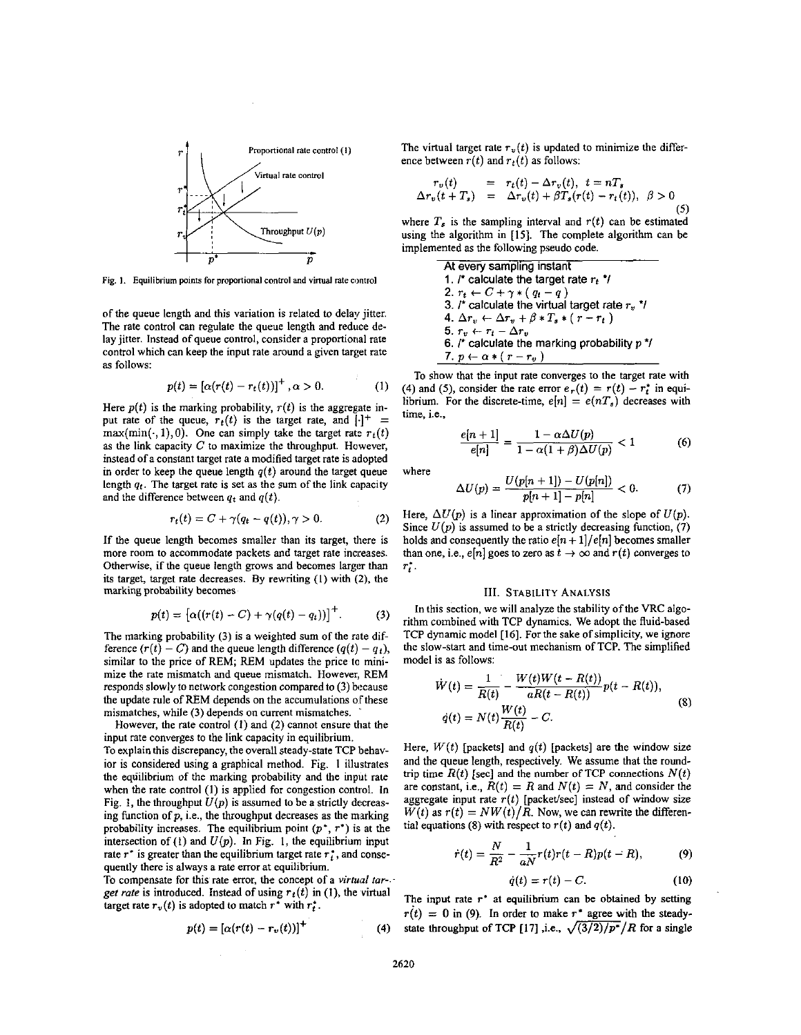Fig. 1. Equilibrium points for proportional control and virtual rate control

of the queue length and this variation is related to delay jitter. The rate control can regulate the queue length and reduce delay jitter. Instead of queue control, consider a proportional rate control which can keep the input rate around a given target rate as follows:

$$p(t) = [\alpha(r(t) - r_t(t))]^+, \alpha > 0. \tag{1}$$

Here $p(t)$ is the marking probability, $r(t)$ is the aggregate input rate of the queue, $r_t(t)$ is the target rate, and $[\cdot]^+ = \max(\min(\cdot, 1), 0)$. One can simply take the target rate $r_t(t)$ as the link capacity $C$ to maximize the throughput. However, instead of a constant target rate a modified target rate is adopted in order to keep the queue length $q(t)$ around the target queue length $q_t$. The target rate is set as the sum of the link capacity and the difference between $q_t$ and $q(t)$.

$$r_t(t) = C + \gamma(q_t - q(t)), \gamma > 0. \tag{2}$$

If the queue length becomes smaller than its target, there is more room to accommodate packets and target rate increases. Otherwise, if the queue length grows and becomes larger than its target, target rate decreases. By rewriting (1) with (2), the marking probability becomes

$$p(t) = [\alpha((r(t) - C) + \gamma(q(t) - q_t))]^+. \tag{3}$$

The marking probability (3) is a weighted sum of the rate difference $(r(t) - C)$ and the queue length difference $(q(t) - q_t)$, similar to the price of REM; REM updates the price to minimize the rate mismatch and queue mismatch. However, REM responds slowly to network congestion compared to (3) because the update rule of REM depends on the accumulations of these mismatches, while (3) depends on current mismatches.

However, the rate control (1) and (2) cannot ensure that the input rate converges to the link capacity in equilibrium.

To explain this discrepancy, the overall steady-state TCP behavior is considered using a graphical method. Fig. 1 illustrates the equilibrium of the marking probability and the input rate when the rate control (1) is applied for congestion control. In Fig. 1, the throughput $U(p)$ is assumed to be a strictly decreasing function of $p$, i.e., the throughput decreases as the marking probability increases. The equilibrium point $(p^*, r^*)$ is at the intersection of (1) and $U(p)$. In Fig. 1, the equilibrium input rate $r^*$ is greater than the equilibrium target rate $r_t^*$, and consequently there is always a rate error at equilibrium.

To compensate for this rate error, the concept of a *virtual target rate* is introduced. Instead of using $r_t(t)$ in (1), the virtual target rate $r_v(t)$ is adopted to match $r^*$ with $r_t^*$.

$$p(t) = [\alpha(r(t) - r_v(t))]^+ \tag{4}$$

The virtual target rate $r_v(t)$ is updated to minimize the difference between $r(t)$ and $r_t(t)$ as follows:

$$\begin{aligned} r_v(t) &= r_t(t) - \Delta r_v(t), \quad t = nT_s \\ \Delta r_v(t + T_s) &= \Delta r_v(t) + \beta T_s(r(t) - r_t(t)), \quad \beta > 0 \end{aligned} \tag{5}$$

where $T_s$ is the sampling interval and $r(t)$ can be estimated using the algorithm in [15]. The complete algorithm can be implemented as the following pseudo code.

```
At every sampling instant
1. /* calculate the target rate r_t */
2. r_t ← C + γ * ( q_t − q )
3. /* calculate the virtual target rate r_v */
4. Δr_v ← Δr_v + β * T_s * ( r − r_t )
5. r_v ← r_t − Δr_v
6. /* calculate the marking probability p */
7. p ← α * ( r − r_v )
```

To show that the input rate converges to the target rate with (4) and (5), consider the rate error $e_r(t) = r(t) - r_t^*$ in equilibrium. For the discrete-time, $e[n] = e(nT_s)$ decreases with time, i.e.,

$$\frac{e[n+1]}{e[n]} = \frac{1 - \alpha \Delta U(p)}{1 - \alpha(1+\beta)\Delta U(p)} < 1 \tag{6}$$

where

$$\Delta U(p) = \frac{U(p[n+1]) - U(p[n])}{p[n+1] - p[n]} < 0. \tag{7}$$

Here, $\Delta U(p)$ is a linear approximation of the slope of $U(p)$. Since $U(p)$ is assumed to be a strictly decreasing function, (7) holds and consequently the ratio $e[n+1]/e[n]$ becomes smaller than one, i.e., $e[n]$ goes to zero as $t \to \infty$ and $r(t)$ converges to $r_t^*$.

## III. Stability Analysis

In this section, we will analyze the stability of the VRC algorithm combined with TCP dynamics. We adopt the fluid-based TCP dynamic model [16]. For the sake of simplicity, we ignore the slow-start and time-out mechanism of TCP. The simplified model is as follows:

$$\begin{aligned} \dot{W}(t) &= \frac{1}{R(t)} - \frac{W(t)W(t-R(t))}{aR(t-R(t))}p(t-R(t)), \\ \dot{q}(t) &= N(t)\frac{W(t)}{R(t)} - C. \end{aligned} \tag{8}$$

Here, $W(t)$ [packets] and $q(t)$ [packets] are the window size and the queue length, respectively. We assume that the round-trip time $R(t)$ [sec] and the number of TCP connections $N(t)$ are constant, i.e., $R(t) = R$ and $N(t) = N$, and consider the aggregate input rate $r(t)$ [packet/sec] instead of window size $W(t)$ as $r(t) = NW(t)/R$. Now, we can rewrite the differential equations (8) with respect to $r(t)$ and $q(t)$.

$$\dot{r}(t) = \frac{N}{R^2} - \frac{1}{aN}r(t)r(t-R)p(t-R), \tag{9}$$

$$\dot{q}(t) = r(t) - C. \tag{10}$$

The input rate $r^*$ at equilibrium can be obtained by setting $\dot{r}(t) = 0$ in (9). In order to make $r^*$ agree with the steady-state throughput of TCP [17] ,i.e., $\sqrt{(3/2)/p^*}/R$ for a single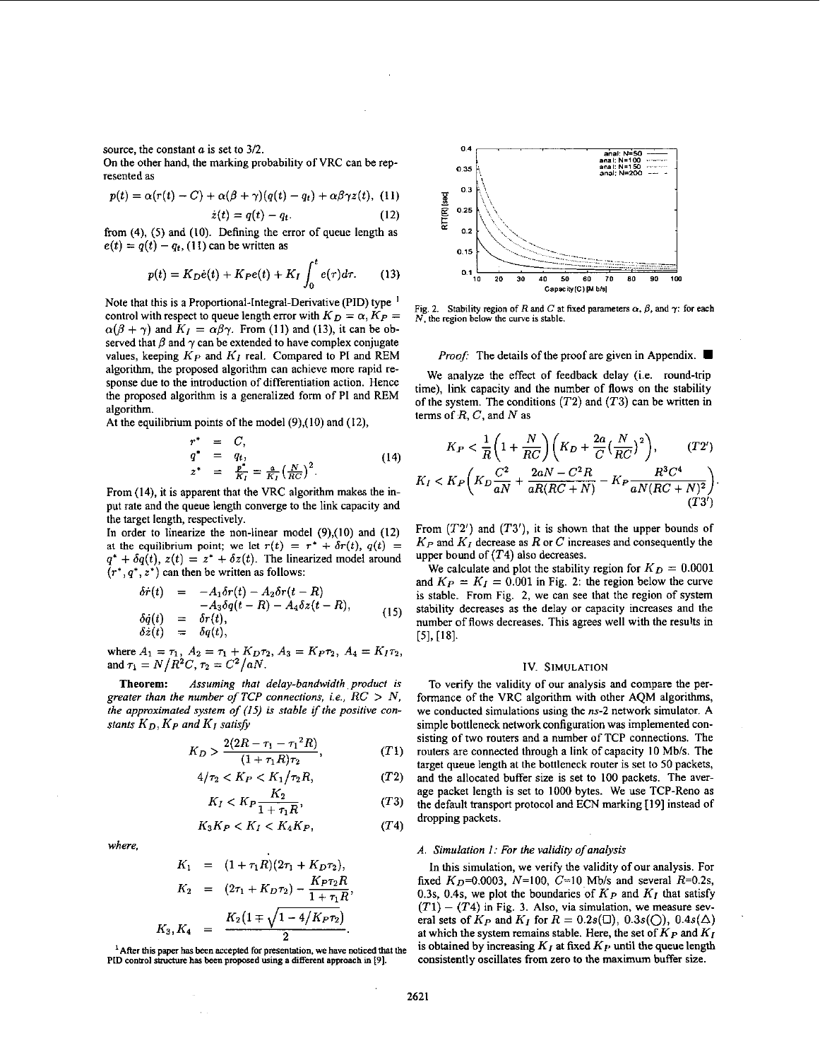source, the constant $a$ is set to 3/2.

On the other hand, the marking probability of VRC can be represented as

$$p(t) = \alpha(r(t) - C) + \alpha(\beta + \gamma)(q(t) - q_t) + \alpha\beta\gamma z(t), \quad (11)$$

$$\dot{z}(t) = q(t) - q_t. \quad (12)$$

from (4), (5) and (10). Defining the error of queue length as $e(t) = q(t) - q_t$, (11) can be written as

$$p(t) = K_D \dot{e}(t) + K_P e(t) + K_I \int_0^t e(\tau) d\tau. \quad (13)$$

Note that this is a Proportional-Integral-Derivative (PID) type [1] control with respect to queue length error with $K_D = \alpha$, $K_P = \alpha(\beta + \gamma)$ and $K_I = \alpha\beta\gamma$. From (11) and (13), it can be observed that $\beta$ and $\gamma$ can be extended to have complex conjugate values, keeping $K_P$ and $K_I$ real. Compared to PI and REM algorithm, the proposed algorithm can achieve more rapid response due to the introduction of differentiation action. Hence the proposed algorithm is a generalized form of PI and REM algorithm.

At the equilibrium points of the model (9),(10) and (12),

$$\begin{aligned} r^* &= C, \\ q^* &= q_t, \\ z^* &= \frac{p^*}{K_I} = \frac{a}{K_I}\left(\frac{N}{RC}\right)^2. \end{aligned} \quad (14)$$

From (14), it is apparent that the VRC algorithm makes the input rate and the queue length converge to the link capacity and the target length, respectively.

In order to linearize the non-linear model (9),(10) and (12) at the equilibrium point; we let $r(t) = r^* + \delta r(t)$, $q(t) = q^* + \delta q(t)$, $z(t) = z^* + \delta z(t)$. The linearized model around $(r^*, q^*, z^*)$ can then be written as follows:

$$\begin{aligned} \delta\dot{r}(t) &= -A_1 \delta r(t) - A_2 \delta r(t - R) \\ &\quad - A_3 \delta q(t - R) - A_4 \delta z(t - R), \\ \delta\dot{q}(t) &= \delta r(t), \\ \delta\dot{z}(t) &= \delta q(t), \end{aligned} \quad (15)$$

where $A_1 = \tau_1$, $A_2 = \tau_1 + K_D\tau_2$, $A_3 = K_P\tau_2$, $A_4 = K_I\tau_2$, and $\tau_1 = N/R^2C$, $\tau_2 = C^2/aN$.

**Theorem:** *Assuming that delay-bandwidth product is greater than the number of TCP connections, i.e., $RC > N$, the approximated system of (15) is stable if the positive constants $K_D, K_P$ and $K_I$ satisfy*

$$K_D > \frac{2(2R - \tau_1 - \tau_1{}^2 R)}{(1 + \tau_1 R)\tau_2}, \quad (T1)$$

$$4/\tau_2 < K_P < K_1/\tau_2 R, \quad (T2)$$

$$K_I < K_P \frac{K_2}{1 + \tau_1 R}, \quad (T3)$$

$$K_3 K_P < K_I < K_4 K_P, \quad (T4)$$

*where,*

$$\begin{aligned} K_1 &= (1 + \tau_1 R)(2\tau_1 + K_D\tau_2), \\ K_2 &= (2\tau_1 + K_D\tau_2) - \frac{K_P\tau_2 R}{1 + \tau_1 R}, \\ K_3, K_4 &= \frac{K_2(1 \mp \sqrt{1 - 4/K_P\tau_2})}{2}. \end{aligned}$$

[1] After this paper has been accepted for presentation, we have noticed that the PID control structure has been proposed using a different approach in [9].

Fig. 2. Stability region of $R$ and $C$ at fixed parameters $\alpha$, $\beta$, and $\gamma$: for each $N$, the region below the curve is stable.

*Proof:* The details of the proof are given in Appendix. ∎

We analyze the effect of feedback delay (i.e. round-trip time), link capacity and the number of flows on the stability of the system. The conditions $(T2)$ and $(T3)$ can be written in terms of $R$, $C$, and $N$ as

$$K_P < \frac{1}{R}\left(1 + \frac{N}{RC}\right)\left(K_D + \frac{2a}{C}\left(\frac{N}{RC}\right)^2\right), \quad (T2')$$

$$K_I < K_P\left(K_D\frac{C^2}{aN} + \frac{2aN - C^2 R}{aR(RC + N)} - K_P\frac{R^3C^4}{aN(RC + N)^2}\right). \quad (T3')$$

From $(T2')$ and $(T3')$, it is shown that the upper bounds of $K_P$ and $K_I$ decrease as $R$ or $C$ increases and consequently the upper bound of $(T4)$ also decreases.

We calculate and plot the stability region for $K_D = 0.0001$ and $K_P = K_I = 0.001$ in Fig. 2: the region below the curve is stable. From Fig. 2, we can see that the region of system stability decreases as the delay or capacity increases and the number of flows decreases. This agrees well with the results in [5], [18].

## IV. Simulation

To verify the validity of our analysis and compare the performance of the VRC algorithm with other AQM algorithms, we conducted simulations using the *ns*-2 network simulator. A simple bottleneck network configuration was implemented consisting of two routers and a number of TCP connections. The routers are connected through a link of capacity 10 Mb/s. The target queue length at the bottleneck router is set to 50 packets, and the allocated buffer size is set to 100 packets. The average packet length is set to 1000 bytes. We use TCP-Reno as the default transport protocol and ECN marking [19] instead of dropping packets.

### *A. Simulation 1: For the validity of analysis*

In this simulation, we verify the validity of our analysis. For fixed $K_D$=0.0003, $N$=100, $C$=10 Mb/s and several $R$=0.2s, 0.3s, 0.4s, we plot the boundaries of $K_P$ and $K_I$ that satisfy $(T1) - (T4)$ in Fig. 3. Also, via simulation, we measure several sets of $K_P$ and $K_I$ for $R$ = 0.2s(□), 0.3s(○), 0.4s(△) at which the system remains stable. Here, the set of $K_P$ and $K_I$ is obtained by increasing $K_I$ at fixed $K_P$ until the queue length consistently oscillates from zero to the maximum buffer size.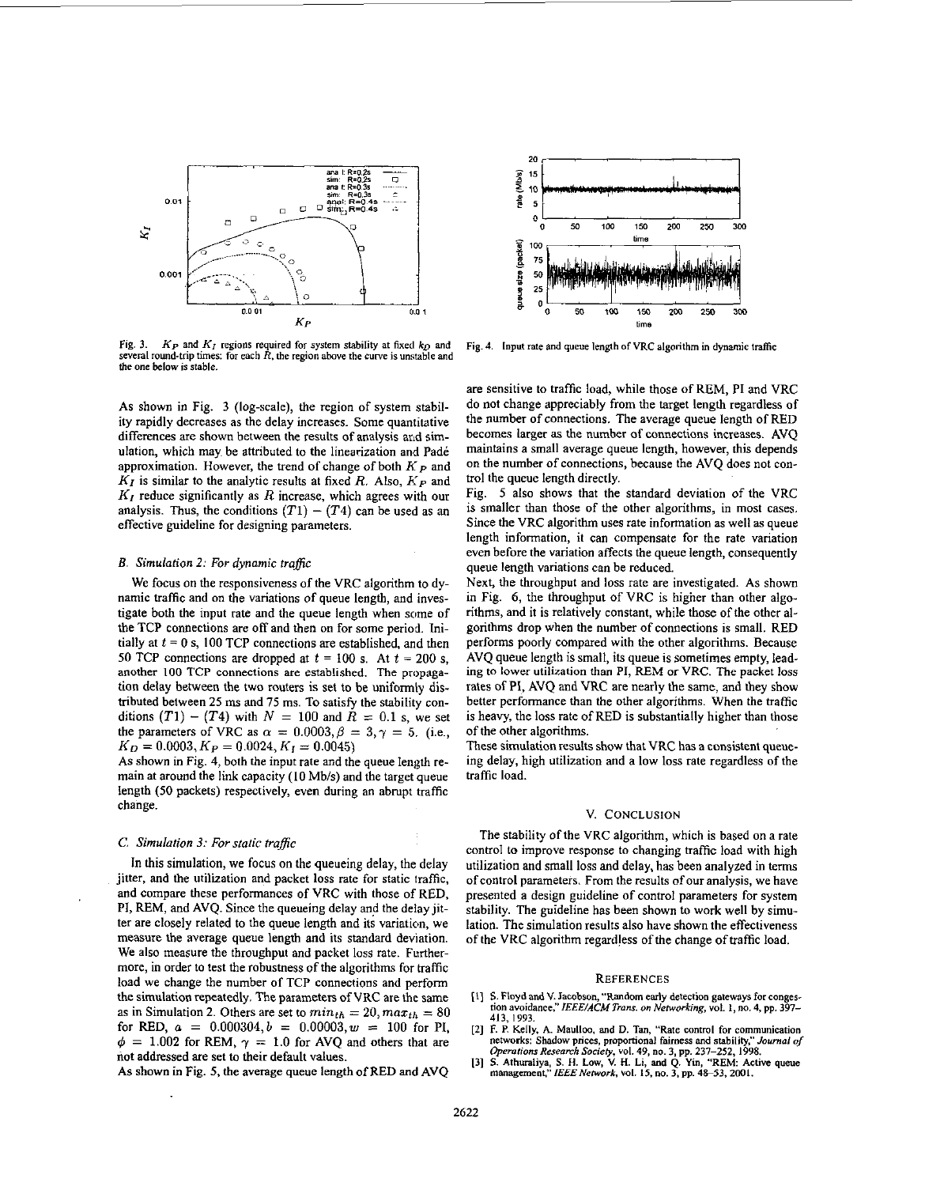Fig. 3. $K_P$ and $K_I$ regions required for system stability at fixed $k_D$ and several round-trip times: for each $R$, the region above the curve is unstable and the one below is stable.

Fig. 4. Input rate and queue length of VRC algorithm in dynamic traffic

As shown in Fig. 3 (log-scale), the region of system stability rapidly decreases as the delay increases. Some quantitative differences are shown between the results of analysis and simulation, which may be attributed to the linearization and Padé approximation. However, the trend of change of both $K_P$ and $K_I$ is similar to the analytic results at fixed $R$. Also, $K_P$ and $K_I$ reduce significantly as $R$ increase, which agrees with our analysis. Thus, the conditions $(T1) - (T4)$ can be used as an effective guideline for designing parameters.

### B. Simulation 2: For dynamic traffic

We focus on the responsiveness of the VRC algorithm to dynamic traffic and on the variations of queue length, and investigate both the input rate and the queue length when some of the TCP connections are off and then on for some period. Initially at $t = 0$ s, 100 TCP connections are established, and then 50 TCP connections are dropped at $t = 100$ s. At $t = 200$ s, another 100 TCP connections are established. The propagation delay between the two routers is set to be uniformly distributed between 25 ms and 75 ms. To satisfy the stability conditions $(T1) - (T4)$ with $N = 100$ and $R = 0.1$ s, we set the parameters of VRC as $\alpha = 0.0003, \beta = 3, \gamma = 5$. (i.e., $K_D = 0.0003, K_P = 0.0024, K_I = 0.0045$)

As shown in Fig. 4, both the input rate and the queue length remain at around the link capacity (10 Mb/s) and the target queue length (50 packets) respectively, even during an abrupt traffic change.

### C. Simulation 3: For static traffic

In this simulation, we focus on the queueing delay, the delay jitter, and the utilization and packet loss rate for static traffic, and compare these performances of VRC with those of RED, PI, REM, and AVQ. Since the queueing delay and the delay jitter are closely related to the queue length and its variation, we measure the average queue length and its standard deviation. We also measure the throughput and packet loss rate. Furthermore, in order to test the robustness of the algorithms for traffic load we change the number of TCP connections and perform the simulation repeatedly. The parameters of VRC are the same as in Simulation 2. Others are set to $min_{th} = 20, max_{th} = 80$ for RED, $a = 0.000304, b = 0.00003, w = 100$ for PI, $\phi = 1.002$ for REM, $\gamma = 1.0$ for AVQ and others that are not addressed are set to their default values.

As shown in Fig. 5, the average queue length of RED and AVQ are sensitive to traffic load, while those of REM, PI and VRC do not change appreciably from the target length regardless of the number of connections. The average queue length of RED becomes larger as the number of connections increases. AVQ maintains a small average queue length, however, this depends on the number of connections, because the AVQ does not control the queue length directly.

Fig. 5 also shows that the standard deviation of the VRC is smaller than those of the other algorithms, in most cases. Since the VRC algorithm uses rate information as well as queue length information, it can compensate for the rate variation even before the variation affects the queue length, consequently queue length variations can be reduced.

Next, the throughput and loss rate are investigated. As shown in Fig. 6, the throughput of VRC is higher than other algorithms, and it is relatively constant, while those of the other algorithms drop when the number of connections is small. RED performs poorly compared with the other algorithms. Because AVQ queue length is small, its queue is sometimes empty, leading to lower utilization than PI, REM or VRC. The packet loss rates of PI, AVQ and VRC are nearly the same, and they show better performance than the other algorithms. When the traffic is heavy, the loss rate of RED is substantially higher than those of the other algorithms.

These simulation results show that VRC has a consistent queueing delay, high utilization and a low loss rate regardless of the traffic load.

## V. Conclusion

The stability of the VRC algorithm, which is based on a rate control to improve response to changing traffic load with high utilization and small loss and delay, has been analyzed in terms of control parameters. From the results of our analysis, we have presented a design guideline of control parameters for system stability. The guideline has been shown to work well by simulation. The simulation results also have shown the effectiveness of the VRC algorithm regardless of the change of traffic load.

## References

[1] S. Floyd and V. Jacobson, "Random early detection gateways for congestion avoidance," *IEEE/ACM Trans. on Networking*, vol. 1, no. 4, pp. 397–413, 1993.

[2] F. P. Kelly, A. Maulloo, and D. Tan, "Rate control for communication networks: Shadow prices, proportional fairness and stability," *Journal of Operations Research Society*, vol. 49, no. 3, pp. 237–252, 1998.

[3] S. Athuraliya, S. H. Low, V. H. Li, and Q. Yin, "REM: Active queue management," *IEEE Network*, vol. 15, no. 3, pp. 48–53, 2001.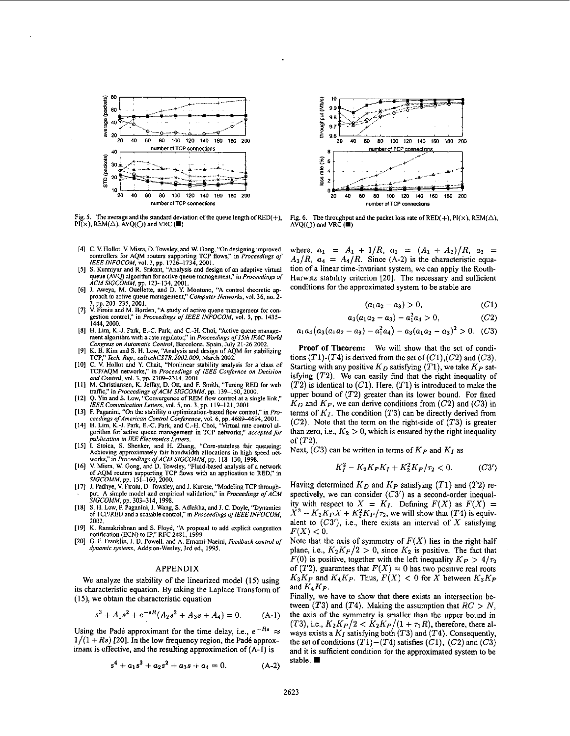average (packets)

80

60

40

20

20 40 60 80 100 120 140 160 180 200

number of TCP connections

STD (packets)

40

30

20

10

20 40 60 80 100 120 140 160 180 200

number of TCP connections

Fig. 5. The average and the standard deviation of the queue length of RED(+), PI(×), REM(△), AVQ(○) and VRC (■)

throughput (Mb/s)

10

9.9

9.8

9.7

9.6

20 40 60 80 100 120 140 160 180 200

number of TCP connections

loss rate (%)

8

6

4

2

0

20 40 60 80 100 120 140 160 180 200

number of TCP connections

Fig. 6. The throughput and the packet loss rate of RED(+), PI(×), REM(△), AVQ(○) and VRC (■)

[4] C. V. Hollot, V. Misra, D. Towsley, and W. Gong, "On designing improved controllers for AQM routers supporting TCP flows," in *Proceedings of IEEE INFOCOM*, vol. 3, pp. 1726–1734, 2001.

[5] S. Kunniyur and R. Srikant, "Analysis and design of an adaptive virtual queue (AVQ) algorithm for active queue management," in *Proceedings of ACM SIGCOMM*, pp. 123–134, 2001.

[6] J. Aweya, M. Ouellette, and D. Y. Montuno, "A control theoretic approach to active queue management," *Computer Networks*, vol. 36, no. 2-3, pp. 203–235, 2001.

[7] V. Firoiu and M. Borden, "A study of active queue management for congestion control," in *Proceedings of IEEE INFOCOM*, vol. 3, pp. 1435–1444, 2000.

[8] H. Lim, K.-J. Park, E.-C. Park, and C.-H. Choi, "Active queue management algorithm with a rate regulator," in *Proceedings of 15th IFAC World Congress on Automatic Control*, Barcelona, Spain, July 21-26 2002.

[9] K. B. Kim and S. H. Low, "Analysis and design of AQM for stabilizing TCP," *Tech. Rep., caltechCSTR:2002.009*, March 2002.

[10] C. V. Hollot and Y. Chait, "Nonlinear stability analysis for a class of TCP/AQM networks," in *Proceedings of IEEE Confernce on Decision and Control*, vol. 3, pp. 2309–2314, 2001.

[11] M. Christiansen, K. Jeffay, D. Ott, and F. Smith, "Tuning RED for web traffic," in *Proceedings of ACM SIGCOMM*, pp. 139–150, 2000.

[12] Q. Yin and S. Low, "Convergence of REM flow control at a single link," *IEEE Comunication Letters*, vol. 5, no. 3, pp. 119–121, 2001.

[13] F. Paganini, "On the stability o optimization-based flow control," in *Proceedings of American Control Conference*, vol. 6, pp. 4689–4694, 2001.

[14] H. Lim, K.-J. Park, E.-C. Park, and C.-H. Choi, "Virtual rate control algorithm for active queue management in TCP networks," *accepted for publication in IEE Electronics Letters*.

[15] I. Stoica, S. Shenker, and H. Zhang, "Core-stateless fair queueing: Achieving approximately fair bandwidth allocations in high speed networks," in *Proceedings of ACM SIGCOMM*, pp. 118–130, 1998.

[16] V. Misra, W. Gong, and D. Towsley, "Fluid-based analysis of a network of AQM routers supporting TCP flows with an application to RED," in *SIGCOMM*, pp. 151–160, 2000.

[17] J. Padhye, V. Firoiu, D. Towsley, and J. Kurose, "Modeling TCP throughput: A simple model and empirical validation," in *Proceedings of ACM SIGCOMM*, pp. 303–314, 1998.

[18] S. H. Low, F. Paganini, J. Wang, S. Adlakha, and J. C. Doyle, "Dynamics of TCP/RED and a scalable control," in *Proceedings of IEEE INFOCOM*, 2002.

[19] K. Ramakrishnan and S. Floyd, "A proposal to add explicit congestion notification (ECN) to IP," RFC 2481, 1999.

[20] G. F. Franklin, J. D. Powell, and A. Emami-Naeini, *Feedback control of dynamic systems*, Addsion-Wesley, 3rd ed., 1995.

## APPENDIX

We analyze the stability of the linearized model (15) using its characteristic equation. By taking the Laplace Transform of (15), we obtain the characteristic equation

$$s^3 + A_1 s^2 + e^{-sR}(A_2 s^2 + A_3 s + A_4) = 0. \qquad \text{(A-1)}$$

Using the Padé approximant for the time delay, i.e., $e^{-Rs} \approx 1/(1+Rs)$ [20]. In the low frequency region, the Padé approximant is effective, and the resulting approximation of (A-1) is

$$s^4 + a_1 s^3 + a_2 s^2 + a_3 s + a_4 = 0. \qquad \text{(A-2)}$$

where, $a_1 = A_1 + 1/R$, $a_2 = (A_1 + A_2)/R$, $a_3 = A_3/R$, $a_4 = A_4/R$. Since (A-2) is the characteristic equation of a linear time-invariant system, we can apply the Routh-Hurwitz stability criterion [20]. The necessary and sufficient conditions for the approximated system to be stable are

$$(a_1 a_2 - a_3) > 0, \qquad (C1)$$

$$a_3(a_1 a_2 - a_3) - a_1^2 a_4 > 0, \qquad (C2)$$

$$a_1 a_4 \left(a_3(a_1 a_2 - a_3) - a_1^2 a_4\right) - a_3(a_1 a_2 - a_3)^2 > 0. \quad (C3)$$

**Proof of Theorem:** We will show that the set of conditions $(T1)$-$(T4)$ is derived from the set of $(C1)$,$(C2)$ and $(C3)$. Starting with any positive $K_D$ satisfying $(T1)$, we take $K_P$ satisfying $(T2)$. We can easily find that the right inequality of $(T2)$ is identical to $(C1)$. Here, $(T1)$ is introduced to make the upper bound of $(T2)$ greater than its lower bound. For fixed $K_D$ and $K_P$, we can derive conditions from $(C2)$ and $(C3)$ in terms of $K_I$. The condition $(T3)$ can be directly derived from $(C2)$. Note that the term on the right-side of $(T3)$ is greater than zero, i.e., $K_2 > 0$, which is ensured by the right inequality of $(T2)$.

Next, $(C3)$ can be written in terms of $K_P$ and $K_I$ as

$$K_I^2 - K_2 K_P K_I + K_2^2 K_P/\tau_2 < 0. \qquad (C3')$$

Having determined $K_D$ and $K_P$ satisfying $(T1)$ and $(T2)$ respectively, we can consider $(C3')$ as a second-order inequality with respect to $X = K_I$. Defining $F(X)$ as $F(X) = X^2 - K_2 K_P X + K_2^2 K_P/\tau_2$, we will show that $(T4)$ is equivalent to $(C3')$, i.e., there exists an interval of $X$ satisfying $F(X) < 0$.

Note that the axis of symmetry of $F(X)$ lies in the right-half plane, i.e., $K_2 K_P/2 > 0$, since $K_2$ is positive. The fact that $F(0)$ is positive, together with the left inequality $K_P > 4/\tau_2$ of $(T2)$, guarantees that $F(X) = 0$ has two positive real roots $K_3 K_P$ and $K_4 K_P$. Thus, $F(X) < 0$ for $X$ between $K_3 K_P$ and $K_4 K_P$.

Finally, we have to show that there exists an intersection between $(T3)$ and $(T4)$. Making the assumption that $RC > N$, the axis of the symmetry is smaller than the upper bound in $(T3)$, i.e., $K_2 K_P/2 < K_2 K_P/(1 + \tau_1 R)$, therefore, there always exists a $K_I$ satisfying both $(T3)$ and $(T4)$. Consequently, the set of conditions $(T1)-(T4)$ satisfies $(C1)$, $(C2)$ and $(C3)$ and it is sufficient condition for the approximated system to be stable. ■